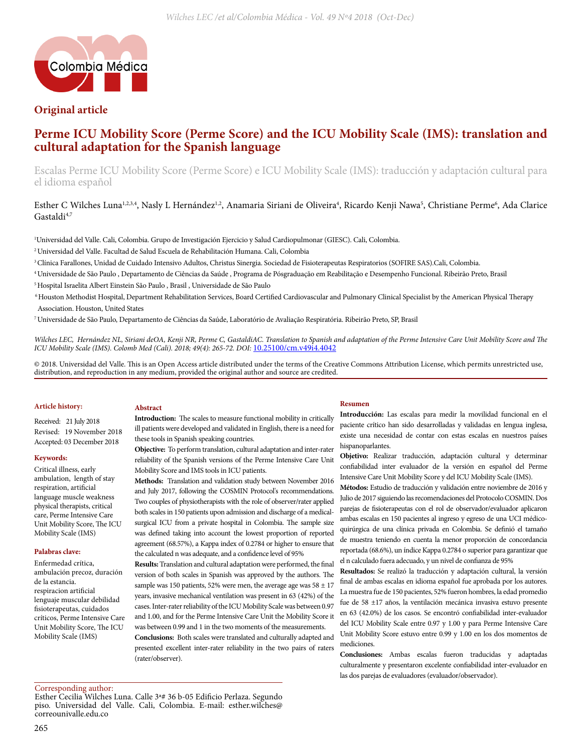## Original article

# Perme ICU Mobility Score (Perme Score) and the ICU Mobility Scale (IMS): translation and cultural adaptation for the Spanish language

Escalas Perme ICU Mobility Score (Perme Score) e ICU Mobility Scale (IMS): traducción y adaptación cultural para el idioma español

Esther C Wilches Luna[1,2,3,4], Nasly L Hernández[1,2], Anamaria Siriani de Oliveira[4], Ricardo Kenji Nawa[5], Christiane Perme[6], Ada Clarice Gastaldi[4,7]

[1]Universidad del Valle. Cali, Colombia. Grupo de Investigación Ejercicio y Salud Cardiopulmonar (GIESC). Cali, Colombia.

[2]Universidad del Valle. Facultad de Salud Escuela de Rehabilitación Humana. Cali, Colombia

[3]Clínica Farallones, Unidad de Cuidado Intensivo Adultos, Christus Sinergia. Sociedad de Fisioterapeutas Respiratorios (SOFIRE SAS).Cali, Colombia.

[4]Universidade de São Paulo , Departamento de Ciências da Saúde , Programa de Pósgraduação em Reabilitação e Desempenho Funcional. Ribeirão Preto, Brasil

[5]Hospital Israelita Albert Einstein São Paulo , Brasil , Universidade de São Paulo

[6]Houston Methodist Hospital, Department Rehabilitation Services, Board Certified Cardiovascular and Pulmonary Clinical Specialist by the American Physical Therapy Association. Houston, United States

[7]Universidade de São Paulo, Departamento de Ciências da Saúde, Laboratório de Avaliação Respiratória. Ribeirão Preto, SP, Brasil

*Wilches LEC, Hernández NL, Siriani deOA, Kenji NR, Perme C, GastaldiAC. Translation to Spanish and adaptation of the Perme Intensive Care Unit Mobility Score and The ICU Mobility Scale (IMS). Colomb Med (Cali). 2018; 49(4): 265-72. DOI:* 10.25100/cm.v49i4.4042

© 2018. Universidad del Valle. This is an Open Access article distributed under the terms of the Creative Commons Attribution License, which permits unrestricted use, distribution, and reproduction in any medium, provided the original author and source are credited.

**Article history:**

Received: 21 July 2018
Revised: 19 November 2018
Accepted: 03 December 2018

**Keywords:**

Critical illness, early ambulation, length of stay respiration, artificial language muscle weakness physical therapists, critical care, Perme Intensive Care Unit Mobility Score, The ICU Mobility Scale (IMS)

**Palabras clave:**

Enfermedad crítica, ambulación precoz, duración de la estancia. respiracion artificial lenguaje muscular debilidad fisioterapeutas, cuidados críticos, Perme Intensive Care Unit Mobility Score, The ICU Mobility Scale (IMS)

## Abstract

**Introduction:** The scales to measure functional mobility in critically ill patients were developed and validated in English, there is a need for these tools in Spanish speaking countries.

**Objective:** To perform translation, cultural adaptation and inter-rater reliability of the Spanish versions of the Perme Intensive Care Unit Mobility Score and IMS tools in ICU patients.

**Methods:** Translation and validation study between November 2016 and July 2017, following the COSMIN Protocol's recommendations. Two couples of physiotherapists with the role of observer/rater applied both scales in 150 patients upon admission and discharge of a medical-surgical ICU from a private hospital in Colombia. The sample size was defined taking into account the lowest proportion of reported agreement (68.57%), a Kappa index of 0.2784 or higher to ensure that the calculated n was adequate, and a confidence level of 95%

**Results:** Translation and cultural adaptation were performed, the final version of both scales in Spanish was approved by the authors. The sample was 150 patients, 52% were men, the average age was 58 ± 17 years, invasive mechanical ventilation was present in 63 (42%) of the cases. Inter-rater reliability of the ICU Mobility Scale was between 0.97 and 1.00, and for the Perme Intensive Care Unit the Mobility Score it was between 0.99 and 1 in the two moments of the measurements.

**Conclusions:** Both scales were translated and culturally adapted and presented excellent inter-rater reliability in the two pairs of raters (rater/observer).

## Resumen

**Introducción:** Las escalas para medir la movilidad funcional en el paciente crítico han sido desarrolladas y validadas en lengua inglesa, existe una necesidad de contar con estas escalas en nuestros países hispanoparlantes.

**Objetivo:** Realizar traducción, adaptación cultural y determinar confiabilidad inter evaluador de la versión en español del Perme Intensive Care Unit Mobility Score y del ICU Mobility Scale (IMS).

**Métodos:** Estudio de traducción y validación entre noviembre de 2016 y Julio de 2017 siguiendo las recomendaciones del Protocolo COSMIN. Dos parejas de fisioterapeutas con el rol de observador/evaluador aplicaron ambas escalas en 150 pacientes al ingreso y egreso de una UCI médico-quirúrgica de una clínica privada en Colombia. Se definió el tamaño de muestra teniendo en cuenta la menor proporción de concordancia reportada (68.6%), un índice Kappa 0.2784 o superior para garantizar que el n calculado fuera adecuado, y un nivel de confianza de 95%

**Resultados:** Se realizó la traducción y adaptación cultural, la versión final de ambas escalas en idioma español fue aprobada por los autores. La muestra fue de 150 pacientes, 52% fueron hombres, la edad promedio fue de 58 ±17 años, la ventilación mecánica invasiva estuvo presente en 63 (42.0%) de los casos. Se encontró confiabilidad inter-evaluador del ICU Mobility Scale entre 0.97 y 1.00 y para Perme Intensive Care Unit Mobility Score estuvo entre 0.99 y 1.00 en los dos momentos de mediciones.

**Conclusiones:** Ambas escalas fueron traducidas y adaptadas culturalmente y presentaron excelente confiabilidad inter-evaluador en las dos parejas de evaluadores (evaluador/observador).

Corresponding author:
Esther Cecilia Wilches Luna. Calle 3ª# 36 b-05 Edificio Perlaza. Segundo piso. Universidad del Valle. Cali, Colombia. E-mail: esther.wilches@correounivalle.edu.co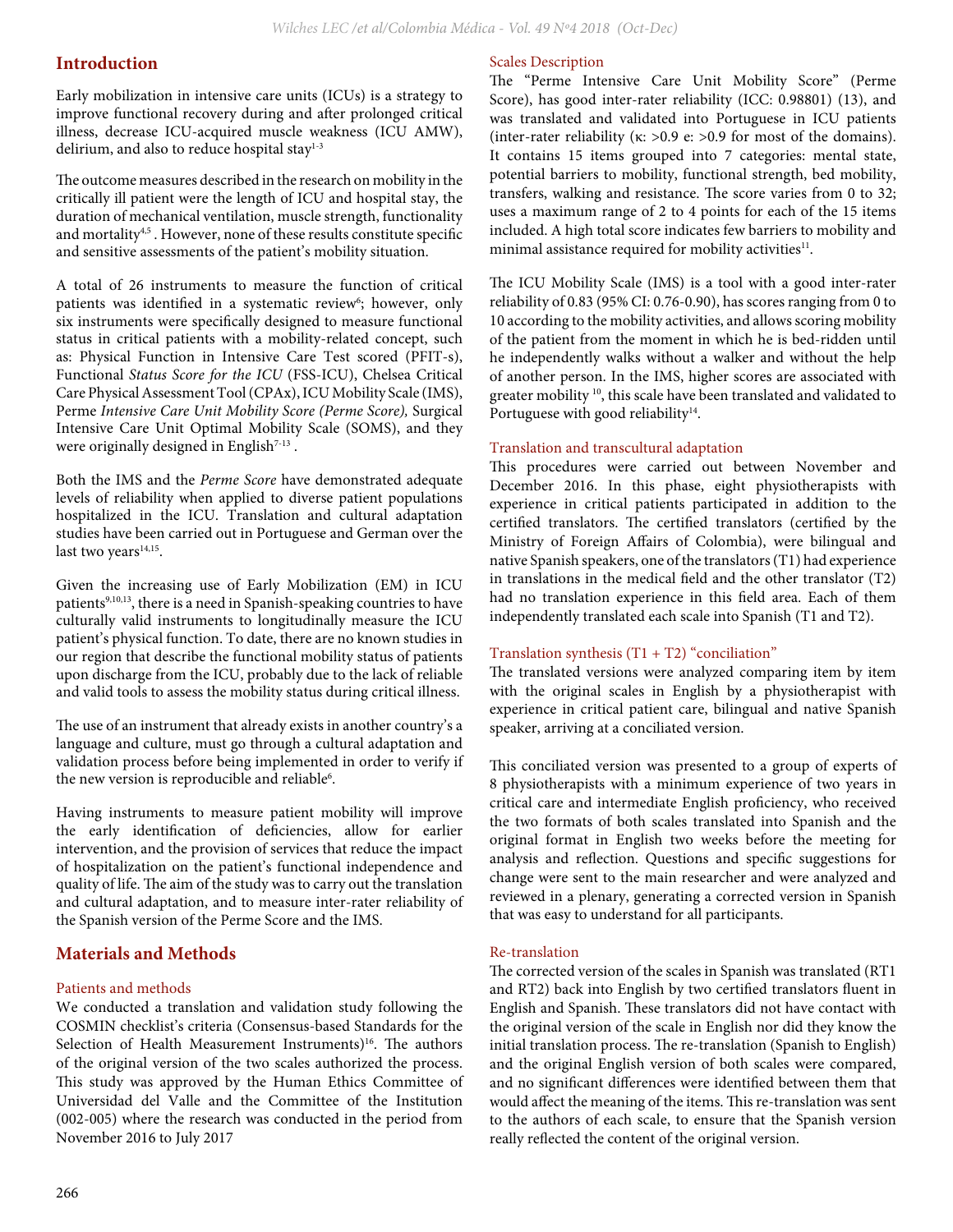## Introduction

Early mobilization in intensive care units (ICUs) is a strategy to improve functional recovery during and after prolonged critical illness, decrease ICU-acquired muscle weakness (ICU AMW), delirium, and also to reduce hospital stay[1-3]

The outcome measures described in the research on mobility in the critically ill patient were the length of ICU and hospital stay, the duration of mechanical ventilation, muscle strength, functionality and mortality[4,5] . However, none of these results constitute specific and sensitive assessments of the patient's mobility situation.

A total of 26 instruments to measure the function of critical patients was identified in a systematic review[6]; however, only six instruments were specifically designed to measure functional status in critical patients with a mobility-related concept, such as: Physical Function in Intensive Care Test scored (PFIT-s), Functional *Status Score for the ICU* (FSS-ICU), Chelsea Critical Care Physical Assessment Tool (CPAx), ICU Mobility Scale (IMS), Perme *Intensive Care Unit Mobility Score (Perme Score),* Surgical Intensive Care Unit Optimal Mobility Scale (SOMS), and they were originally designed in English[7-13] .

Both the IMS and the *Perme Score* have demonstrated adequate levels of reliability when applied to diverse patient populations hospitalized in the ICU. Translation and cultural adaptation studies have been carried out in Portuguese and German over the last two years[14,15].

Given the increasing use of Early Mobilization (EM) in ICU patients[9,10,13], there is a need in Spanish-speaking countries to have culturally valid instruments to longitudinally measure the ICU patient's physical function. To date, there are no known studies in our region that describe the functional mobility status of patients upon discharge from the ICU, probably due to the lack of reliable and valid tools to assess the mobility status during critical illness.

The use of an instrument that already exists in another country's a language and culture, must go through a cultural adaptation and validation process before being implemented in order to verify if the new version is reproducible and reliable[6].

Having instruments to measure patient mobility will improve the early identification of deficiencies, allow for earlier intervention, and the provision of services that reduce the impact of hospitalization on the patient's functional independence and quality of life. The aim of the study was to carry out the translation and cultural adaptation, and to measure inter-rater reliability of the Spanish version of the Perme Score and the IMS.

## Materials and Methods

### Patients and methods

We conducted a translation and validation study following the COSMIN checklist's criteria (Consensus-based Standards for the Selection of Health Measurement Instruments)[16]. The authors of the original version of the two scales authorized the process. This study was approved by the Human Ethics Committee of Universidad del Valle and the Committee of the Institution (002-005) where the research was conducted in the period from November 2016 to July 2017

### Scales Description

The "Perme Intensive Care Unit Mobility Score" (Perme Score), has good inter-rater reliability (ICC: 0.98801) (13), and was translated and validated into Portuguese in ICU patients (inter-rater reliability (κ: >0.9 e: >0.9 for most of the domains). It contains 15 items grouped into 7 categories: mental state, potential barriers to mobility, functional strength, bed mobility, transfers, walking and resistance. The score varies from 0 to 32; uses a maximum range of 2 to 4 points for each of the 15 items included. A high total score indicates few barriers to mobility and minimal assistance required for mobility activities[11].

The ICU Mobility Scale (IMS) is a tool with a good inter-rater reliability of 0.83 (95% CI: 0.76-0.90), has scores ranging from 0 to 10 according to the mobility activities, and allows scoring mobility of the patient from the moment in which he is bed-ridden until he independently walks without a walker and without the help of another person. In the IMS, higher scores are associated with greater mobility [10], this scale have been translated and validated to Portuguese with good reliability[14].

### Translation and transcultural adaptation

This procedures were carried out between November and December 2016. In this phase, eight physiotherapists with experience in critical patients participated in addition to the certified translators. The certified translators (certified by the Ministry of Foreign Affairs of Colombia), were bilingual and native Spanish speakers, one of the translators (T1) had experience in translations in the medical field and the other translator (T2) had no translation experience in this field area. Each of them independently translated each scale into Spanish (T1 and T2).

### Translation synthesis (T1 + T2) "conciliation"

The translated versions were analyzed comparing item by item with the original scales in English by a physiotherapist with experience in critical patient care, bilingual and native Spanish speaker, arriving at a conciliated version.

This conciliated version was presented to a group of experts of 8 physiotherapists with a minimum experience of two years in critical care and intermediate English proficiency, who received the two formats of both scales translated into Spanish and the original format in English two weeks before the meeting for analysis and reflection. Questions and specific suggestions for change were sent to the main researcher and were analyzed and reviewed in a plenary, generating a corrected version in Spanish that was easy to understand for all participants.

### Re-translation

The corrected version of the scales in Spanish was translated (RT1 and RT2) back into English by two certified translators fluent in English and Spanish. These translators did not have contact with the original version of the scale in English nor did they know the initial translation process. The re-translation (Spanish to English) and the original English version of both scales were compared, and no significant differences were identified between them that would affect the meaning of the items. This re-translation was sent to the authors of each scale, to ensure that the Spanish version really reflected the content of the original version.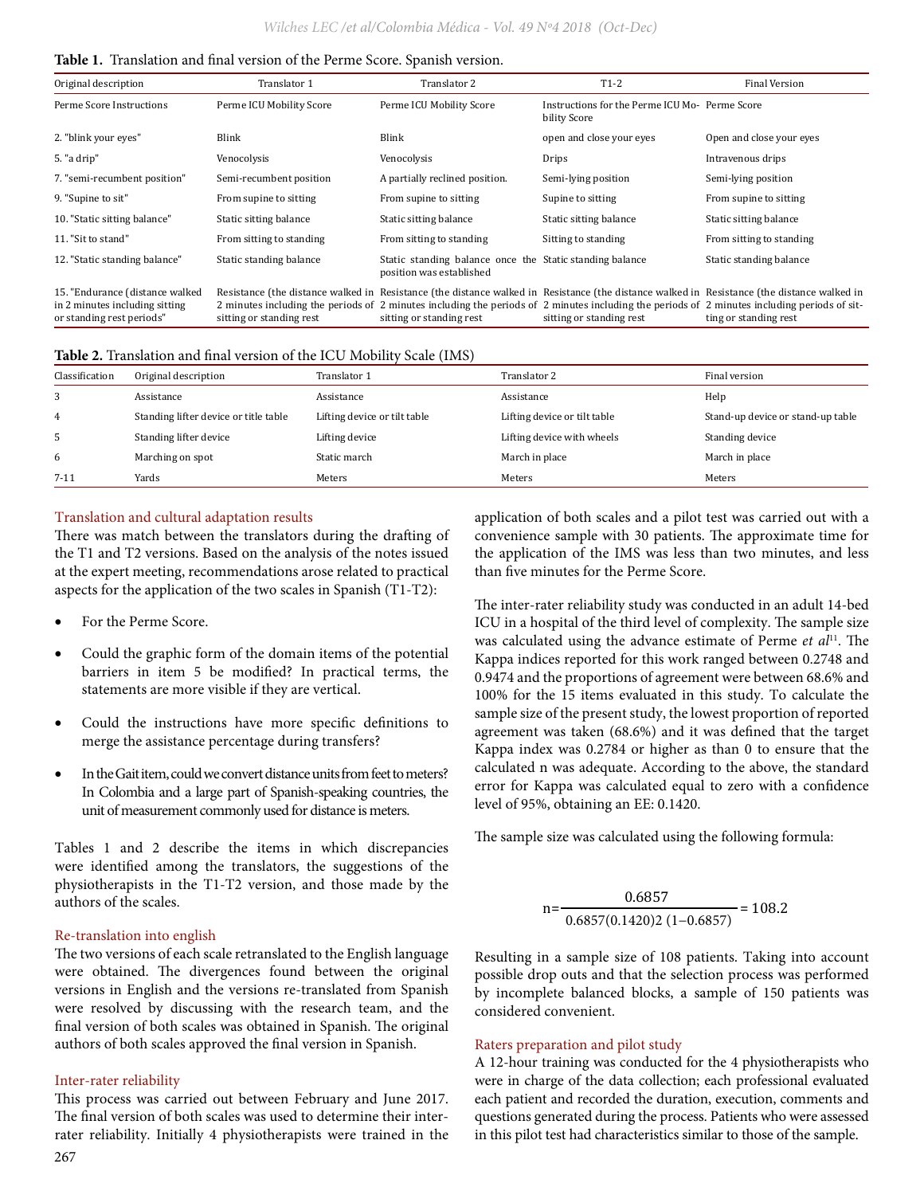**Table 1.** Translation and final version of the Perme Score. Spanish version.

| Original description | Translator 1 | Translator 2 | T1-2 | Final Version |
|---|---|---|---|---|
| Perme Score Instructions | Perme ICU Mobility Score | Perme ICU Mobility Score | Instructions for the Perme ICU Mobility Score | Perme Score |
| 2. "blink your eyes" | Blink | Blink | open and close your eyes | Open and close your eyes |
| 5. "a drip" | Venocolysis | Venocolysis | Drips | Intravenous drips |
| 7. "semi-recumbent position" | Semi-recumbent position | A partially reclined position. | Semi-lying position | Semi-lying position |
| 9. "Supine to sit" | From supine to sitting | From supine to sitting | Supine to sitting | From supine to sitting |
| 10. "Static sitting balance" | Static sitting balance | Static sitting balance | Static sitting balance | Static sitting balance |
| 11. "Sit to stand" | From sitting to standing | From sitting to standing | Sitting to standing | From sitting to standing |
| 12. "Static standing balance" | Static standing balance | Static standing balance once the position was established | Static standing balance | Static standing balance |
| 15. "Endurance (distance walked in 2 minutes including sitting or standing rest periods" | Resistance (the distance walked in 2 minutes including the periods of sitting or standing rest | Resistance (the distance walked in 2 minutes including the periods of sitting or standing rest | Resistance (the distance walked in 2 minutes including the periods of sitting or standing rest | Resistance (the distance walked in 2 minutes including periods of sitting or standing rest |

**Table 2.** Translation and final version of the ICU Mobility Scale (IMS)

| Classification | Original description | Translator 1 | Translator 2 | Final version |
|---|---|---|---|---|
| 3 | Assistance | Assistance | Assistance | Help |
| 4 | Standing lifter device or title table | Lifting device or tilt table | Lifting device or tilt table | Stand-up device or stand-up table |
| 5 | Standing lifter device | Lifting device | Lifting device with wheels | Standing device |
| 6 | Marching on spot | Static march | March in place | March in place |
| 7-11 | Yards | Meters | Meters | Meters |

## Translation and cultural adaptation results

There was match between the translators during the drafting of the T1 and T2 versions. Based on the analysis of the notes issued at the expert meeting, recommendations arose related to practical aspects for the application of the two scales in Spanish (T1-T2):

- For the Perme Score.
- Could the graphic form of the domain items of the potential barriers in item 5 be modified? In practical terms, the statements are more visible if they are vertical.
- Could the instructions have more specific definitions to merge the assistance percentage during transfers?
- In the Gait item, could we convert distance units from feet to meters? In Colombia and a large part of Spanish-speaking countries, the unit of measurement commonly used for distance is meters.

Tables 1 and 2 describe the items in which discrepancies were identified among the translators, the suggestions of the physiotherapists in the T1-T2 version, and those made by the authors of the scales.

## Re-translation into english

The two versions of each scale retranslated to the English language were obtained. The divergences found between the original versions in English and the versions re-translated from Spanish were resolved by discussing with the research team, and the final version of both scales was obtained in Spanish. The original authors of both scales approved the final version in Spanish.

## Inter-rater reliability

This process was carried out between February and June 2017. The final version of both scales was used to determine their inter-rater reliability. Initially 4 physiotherapists were trained in the application of both scales and a pilot test was carried out with a convenience sample with 30 patients. The approximate time for the application of the IMS was less than two minutes, and less than five minutes for the Perme Score.

The inter-rater reliability study was conducted in an adult 14-bed ICU in a hospital of the third level of complexity. The sample size was calculated using the advance estimate of Perme *et al*[11]. The Kappa indices reported for this work ranged between 0.2748 and 0.9474 and the proportions of agreement were between 68.6% and 100% for the 15 items evaluated in this study. To calculate the sample size of the present study, the lowest proportion of reported agreement was taken (68.6%) and it was defined that the target Kappa index was 0.2784 or higher as than 0 to ensure that the calculated n was adequate. According to the above, the standard error for Kappa was calculated equal to zero with a confidence level of 95%, obtaining an EE: 0.1420.

The sample size was calculated using the following formula:

$$n=\frac{0.6857}{0.6857(0.1420)2\ (1-0.6857)}=108.2$$

Resulting in a sample size of 108 patients. Taking into account possible drop outs and that the selection process was performed by incomplete balanced blocks, a sample of 150 patients was considered convenient.

## Raters preparation and pilot study

A 12-hour training was conducted for the 4 physiotherapists who were in charge of the data collection; each professional evaluated each patient and recorded the duration, execution, comments and questions generated during the process. Patients who were assessed in this pilot test had characteristics similar to those of the sample.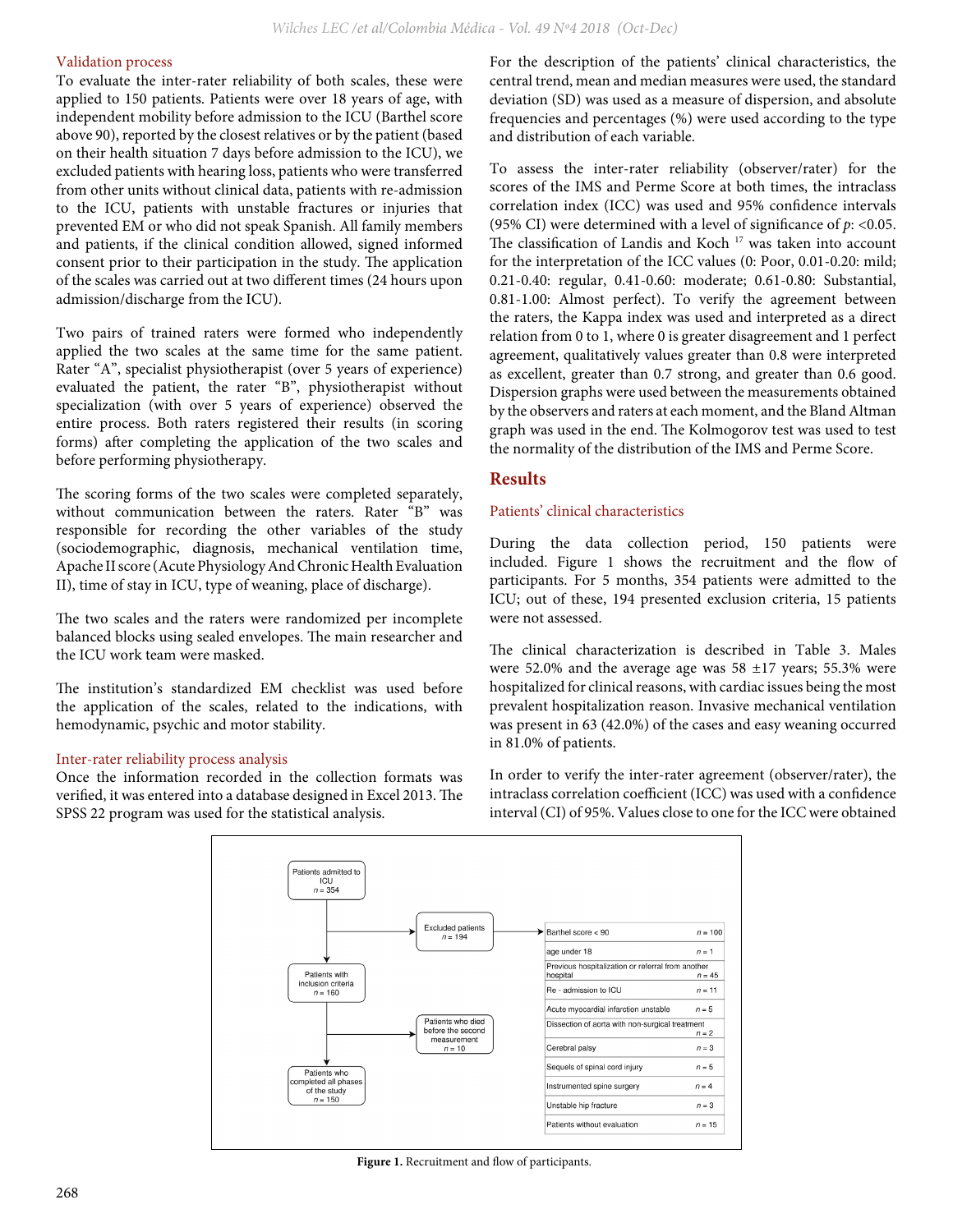### Validation process

To evaluate the inter-rater reliability of both scales, these were applied to 150 patients. Patients were over 18 years of age, with independent mobility before admission to the ICU (Barthel score above 90), reported by the closest relatives or by the patient (based on their health situation 7 days before admission to the ICU), we excluded patients with hearing loss, patients who were transferred from other units without clinical data, patients with re-admission to the ICU, patients with unstable fractures or injuries that prevented EM or who did not speak Spanish. All family members and patients, if the clinical condition allowed, signed informed consent prior to their participation in the study. The application of the scales was carried out at two different times (24 hours upon admission/discharge from the ICU).

Two pairs of trained raters were formed who independently applied the two scales at the same time for the same patient. Rater "A", specialist physiotherapist (over 5 years of experience) evaluated the patient, the rater "B", physiotherapist without specialization (with over 5 years of experience) observed the entire process. Both raters registered their results (in scoring forms) after completing the application of the two scales and before performing physiotherapy.

The scoring forms of the two scales were completed separately, without communication between the raters. Rater "B" was responsible for recording the other variables of the study (sociodemographic, diagnosis, mechanical ventilation time, Apache II score (Acute Physiology And Chronic Health Evaluation II), time of stay in ICU, type of weaning, place of discharge).

The two scales and the raters were randomized per incomplete balanced blocks using sealed envelopes. The main researcher and the ICU work team were masked.

The institution's standardized EM checklist was used before the application of the scales, related to the indications, with hemodynamic, psychic and motor stability.

### Inter-rater reliability process analysis

Once the information recorded in the collection formats was verified, it was entered into a database designed in Excel 2013. The SPSS 22 program was used for the statistical analysis.

For the description of the patients' clinical characteristics, the central trend, mean and median measures were used, the standard deviation (SD) was used as a measure of dispersion, and absolute frequencies and percentages (%) were used according to the type and distribution of each variable.

To assess the inter-rater reliability (observer/rater) for the scores of the IMS and Perme Score at both times, the intraclass correlation index (ICC) was used and 95% confidence intervals (95% CI) were determined with a level of significance of $p$: <0.05. The classification of Landis and Koch [17] was taken into account for the interpretation of the ICC values (0: Poor, 0.01-0.20: mild; 0.21-0.40: regular, 0.41-0.60: moderate; 0.61-0.80: Substantial, 0.81-1.00: Almost perfect). To verify the agreement between the raters, the Kappa index was used and interpreted as a direct relation from 0 to 1, where 0 is greater disagreement and 1 perfect agreement, qualitatively values greater than 0.8 were interpreted as excellent, greater than 0.7 strong, and greater than 0.6 good. Dispersion graphs were used between the measurements obtained by the observers and raters at each moment, and the Bland Altman graph was used in the end. The Kolmogorov test was used to test the normality of the distribution of the IMS and Perme Score.

## Results

### Patients' clinical characteristics

During the data collection period, 150 patients were included. Figure 1 shows the recruitment and the flow of participants. For 5 months, 354 patients were admitted to the ICU; out of these, 194 presented exclusion criteria, 15 patients were not assessed.

The clinical characterization is described in Table 3. Males were 52.0% and the average age was 58 ±17 years; 55.3% were hospitalized for clinical reasons, with cardiac issues being the most prevalent hospitalization reason. Invasive mechanical ventilation was present in 63 (42.0%) of the cases and easy weaning occurred in 81.0% of patients.

In order to verify the inter-rater agreement (observer/rater), the intraclass correlation coefficient (ICC) was used with a confidence interval (CI) of 95%. Values close to one for the ICC were obtained

Patients admitted to ICU
n = 354

Excluded patients
n = 194

Barthel score < 90 n = 100
age under 18 n = 1
Previous hospitalization or referral from another hospital n = 45
Re - admission to ICU n = 11
Acute myocardial infarction unstable n = 5
Dissection of aorta with non-surgical treatment n = 2
Cerebral palsy n = 3
Sequels of spinal cord injury n = 5
Instrumented spine surgery n = 4
Unstable hip fracture n = 3
Patients without evaluation n = 15

Patients with inclusion criteria
n = 160

Patients who died before the second measurement
n = 10

Patients who completed all phases of the study
n = 150

**Figure 1.** Recruitment and flow of participants.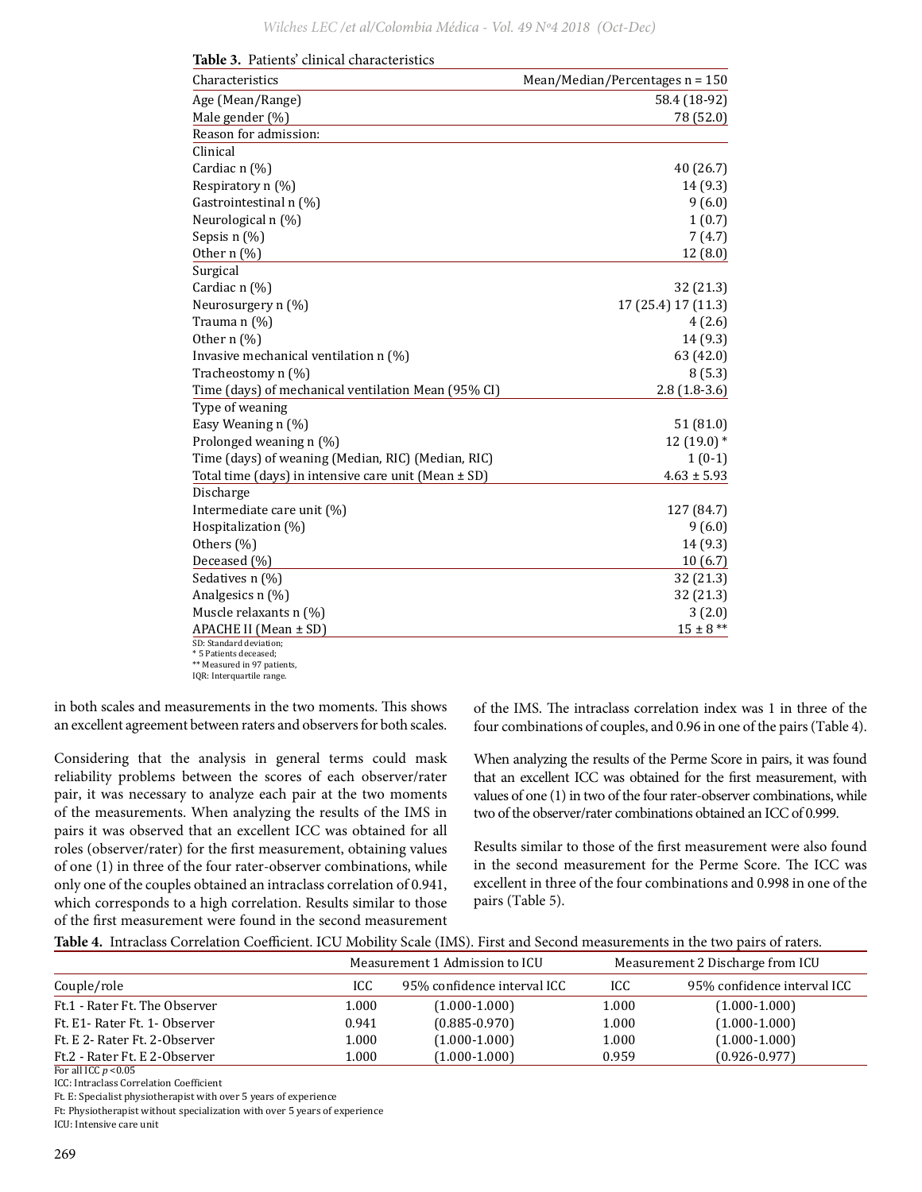**Table 3.** Patients' clinical characteristics

| Characteristics | Mean/Median/Percentages n = 150 |
|---|---|
| Age (Mean/Range) | 58.4 (18-92) |
| Male gender (%) | 78 (52.0) |
| Reason for admission: | |
| Clinical | |
| Cardiac n (%) | 40 (26.7) |
| Respiratory n (%) | 14 (9.3) |
| Gastrointestinal n (%) | 9 (6.0) |
| Neurological n (%) | 1 (0.7) |
| Sepsis n (%) | 7 (4.7) |
| Other n (%) | 12 (8.0) |
| Surgical | |
| Cardiac n (%) | 32 (21.3) |
| Neurosurgery n (%) | 17 (25.4) 17 (11.3) |
| Trauma n (%) | 4 (2.6) |
| Other n (%) | 14 (9.3) |
| Invasive mechanical ventilation n (%) | 63 (42.0) |
| Tracheostomy n (%) | 8 (5.3) |
| Time (days) of mechanical ventilation Mean (95% CI) | 2.8 (1.8-3.6) |
| Type of weaning | |
| Easy Weaning n (%) | 51 (81.0) |
| Prolonged weaning n (%) | 12 (19.0) * |
| Time (days) of weaning (Median, RIC) (Median, RIC) | 1 (0-1) |
| Total time (days) in intensive care unit (Mean ± SD) | 4.63 ± 5.93 |
| Discharge | |
| Intermediate care unit (%) | 127 (84.7) |
| Hospitalization (%) | 9 (6.0) |
| Others (%) | 14 (9.3) |
| Deceased (%) | 10 (6.7) |
| Sedatives n (%) | 32 (21.3) |
| Analgesics n (%) | 32 (21.3) |
| Muscle relaxants n (%) | 3 (2.0) |
| APACHE II (Mean ± SD) | 15 ± 8 ** |

SD: Standard deviation;
\* 5 Patients deceased;
\*\* Measured in 97 patients,
IQR: Interquartile range.

in both scales and measurements in the two moments. This shows an excellent agreement between raters and observers for both scales.

Considering that the analysis in general terms could mask reliability problems between the scores of each observer/rater pair, it was necessary to analyze each pair at the two moments of the measurements. When analyzing the results of the IMS in pairs it was observed that an excellent ICC was obtained for all roles (observer/rater) for the first measurement, obtaining values of one (1) in three of the four rater-observer combinations, while only one of the couples obtained an intraclass correlation of 0.941, which corresponds to a high correlation. Results similar to those of the first measurement were found in the second measurement of the IMS. The intraclass correlation index was 1 in three of the four combinations of couples, and 0.96 in one of the pairs (Table 4).

When analyzing the results of the Perme Score in pairs, it was found that an excellent ICC was obtained for the first measurement, with values of one (1) in two of the four rater-observer combinations, while two of the observer/rater combinations obtained an ICC of 0.999.

Results similar to those of the first measurement were also found in the second measurement for the Perme Score. The ICC was excellent in three of the four combinations and 0.998 in one of the pairs (Table 5).

**Table 4.** Intraclass Correlation Coefficient. ICU Mobility Scale (IMS). First and Second measurements in the two pairs of raters.

| | Measurement 1 Admission to ICU | | Measurement 2 Discharge from ICU | |
|---|---|---|---|---|
| Couple/role | ICC | 95% confidence interval ICC | ICC | 95% confidence interval ICC |
| Ft.1 - Rater Ft. The Observer | 1.000 | (1.000-1.000) | 1.000 | (1.000-1.000) |
| Ft. E1- Rater Ft. 1- Observer | 0.941 | (0.885-0.970) | 1.000 | (1.000-1.000) |
| Ft. E 2- Rater Ft. 2-Observer | 1.000 | (1.000-1.000) | 1.000 | (1.000-1.000) |
| Ft.2 - Rater Ft. E 2-Observer | 1.000 | (1.000-1.000) | 0.959 | (0.926-0.977) |

For all ICC $p < 0.05$
ICC: Intraclass Correlation Coefficient
Ft. E: Specialist physiotherapist with over 5 years of experience
Ft: Physiotherapist without specialization with over 5 years of experience
ICU: Intensive care unit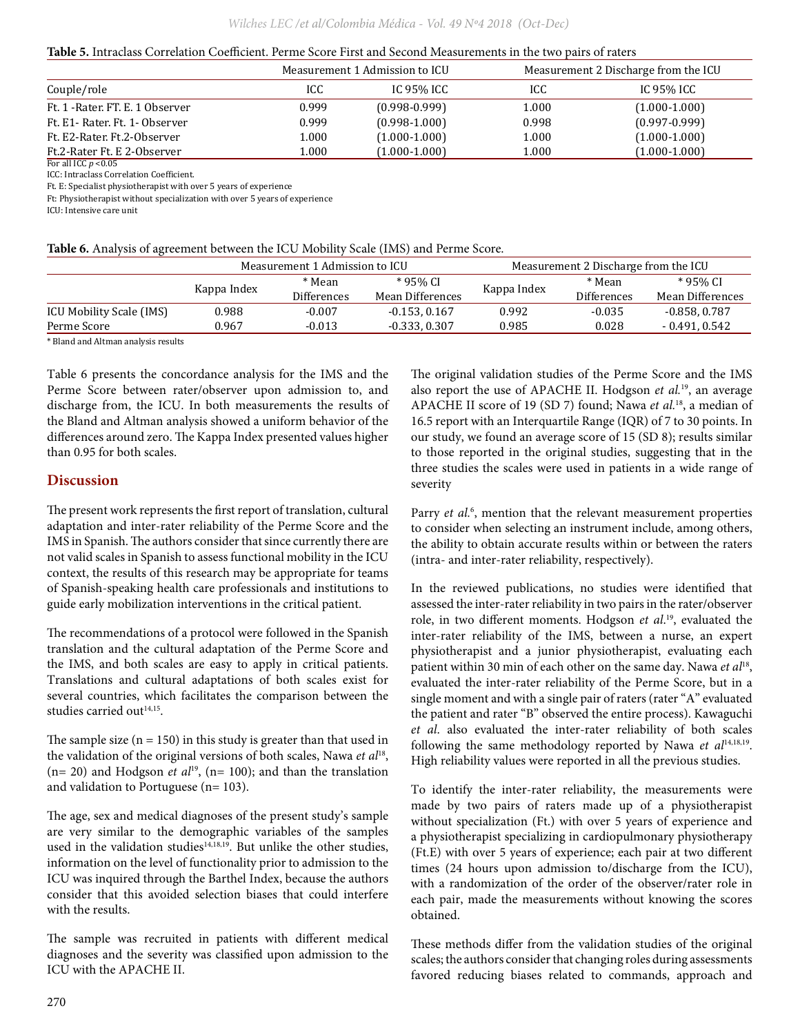**Table 5.** Intraclass Correlation Coefficient. Perme Score First and Second Measurements in the two pairs of raters

| | Measurement 1 Admission to ICU | | Measurement 2 Discharge from the ICU | |
|---|---|---|---|---|
| Couple/role | ICC | IC 95% ICC | ICC | IC 95% ICC |
| Ft. 1 -Rater. FT. E. 1 Observer | 0.999 | (0.998-0.999) | 1.000 | (1.000-1.000) |
| Ft. E1- Rater. Ft. 1- Observer | 0.999 | (0.998-1.000) | 0.998 | (0.997-0.999) |
| Ft. E2-Rater. Ft.2-Observer | 1.000 | (1.000-1.000) | 1.000 | (1.000-1.000) |
| Ft.2-Rater Ft. E 2-Observer | 1.000 | (1.000-1.000) | 1.000 | (1.000-1.000) |

For all ICC $p < 0.05$

ICC: Intraclass Correlation Coefficient.

Ft. E: Specialist physiotherapist with over 5 years of experience

Ft: Physiotherapist without specialization with over 5 years of experience

ICU: Intensive care unit

**Table 6.** Analysis of agreement between the ICU Mobility Scale (IMS) and Perme Score.

| | Measurement 1 Admission to ICU | | | Measurement 2 Discharge from the ICU | | |
|---|---|---|---|---|---|---|
| | Kappa Index | * Mean Differences | * 95% CI Mean Differences | Kappa Index | * Mean Differences | * 95% CI Mean Differences |
| ICU Mobility Scale (IMS) | 0.988 | -0.007 | -0.153, 0.167 | 0.992 | -0.035 | -0.858, 0.787 |
| Perme Score | 0.967 | -0.013 | -0.333, 0.307 | 0.985 | 0.028 | - 0.491, 0.542 |

* Bland and Altman analysis results

Table 6 presents the concordance analysis for the IMS and the Perme Score between rater/observer upon admission to, and discharge from, the ICU. In both measurements the results of the Bland and Altman analysis showed a uniform behavior of the differences around zero. The Kappa Index presented values higher than 0.95 for both scales.

## Discussion

The present work represents the first report of translation, cultural adaptation and inter-rater reliability of the Perme Score and the IMS in Spanish. The authors consider that since currently there are not valid scales in Spanish to assess functional mobility in the ICU context, the results of this research may be appropriate for teams of Spanish-speaking health care professionals and institutions to guide early mobilization interventions in the critical patient.

The recommendations of a protocol were followed in the Spanish translation and the cultural adaptation of the Perme Score and the IMS, and both scales are easy to apply in critical patients. Translations and cultural adaptations of both scales exist for several countries, which facilitates the comparison between the studies carried out[14,15].

The sample size (n = 150) in this study is greater than that used in the validation of the original versions of both scales, Nawa *et al*[18], (n= 20) and Hodgson *et al*[19], (n= 100); and than the translation and validation to Portuguese (n= 103).

The age, sex and medical diagnoses of the present study's sample are very similar to the demographic variables of the samples used in the validation studies[14,18,19]. But unlike the other studies, information on the level of functionality prior to admission to the ICU was inquired through the Barthel Index, because the authors consider that this avoided selection biases that could interfere with the results.

The sample was recruited in patients with different medical diagnoses and the severity was classified upon admission to the ICU with the APACHE II.

The original validation studies of the Perme Score and the IMS also report the use of APACHE II. Hodgson *et al.*[19], an average APACHE II score of 19 (SD 7) found; Nawa *et al.*[18], a median of 16.5 report with an Interquartile Range (IQR) of 7 to 30 points. In our study, we found an average score of 15 (SD 8); results similar to those reported in the original studies, suggesting that in the three studies the scales were used in patients in a wide range of severity

Parry *et al.*[6], mention that the relevant measurement properties to consider when selecting an instrument include, among others, the ability to obtain accurate results within or between the raters (intra- and inter-rater reliability, respectively).

In the reviewed publications, no studies were identified that assessed the inter-rater reliability in two pairs in the rater/observer role, in two different moments. Hodgson *et al.*[19], evaluated the inter-rater reliability of the IMS, between a nurse, an expert physiotherapist and a junior physiotherapist, evaluating each patient within 30 min of each other on the same day. Nawa *et al*[18], evaluated the inter-rater reliability of the Perme Score, but in a single moment and with a single pair of raters (rater "A" evaluated the patient and rater "B" observed the entire process). Kawaguchi *et al.* also evaluated the inter-rater reliability of both scales following the same methodology reported by Nawa *et al*[14,18,19]. High reliability values were reported in all the previous studies.

To identify the inter-rater reliability, the measurements were made by two pairs of raters made up of a physiotherapist without specialization (Ft.) with over 5 years of experience and a physiotherapist specializing in cardiopulmonary physiotherapy (Ft.E) with over 5 years of experience; each pair at two different times (24 hours upon admission to/discharge from the ICU), with a randomization of the order of the observer/rater role in each pair, made the measurements without knowing the scores obtained.

These methods differ from the validation studies of the original scales; the authors consider that changing roles during assessments favored reducing biases related to commands, approach and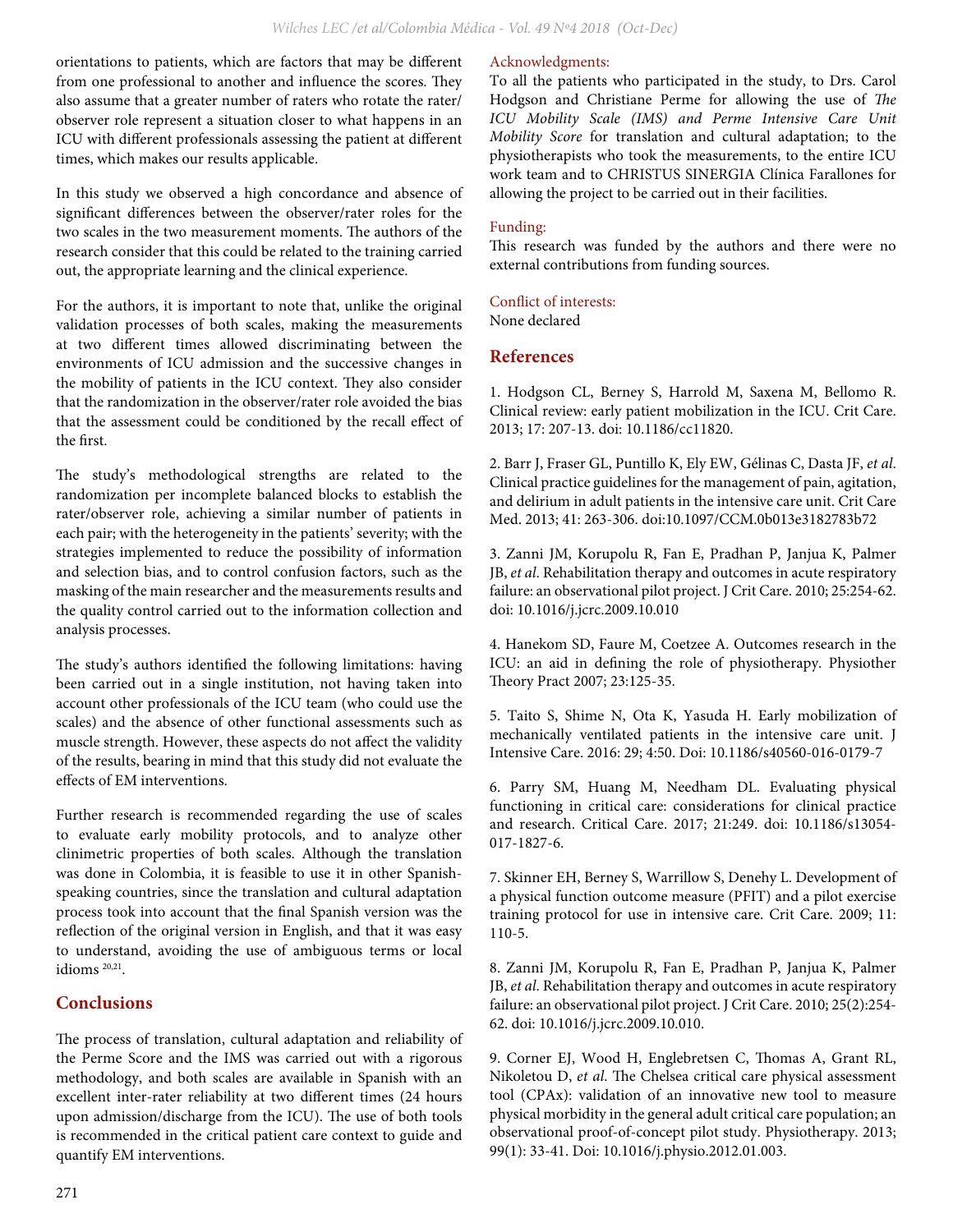orientations to patients, which are factors that may be different from one professional to another and influence the scores. They also assume that a greater number of raters who rotate the rater/observer role represent a situation closer to what happens in an ICU with different professionals assessing the patient at different times, which makes our results applicable.

In this study we observed a high concordance and absence of significant differences between the observer/rater roles for the two scales in the two measurement moments. The authors of the research consider that this could be related to the training carried out, the appropriate learning and the clinical experience.

For the authors, it is important to note that, unlike the original validation processes of both scales, making the measurements at two different times allowed discriminating between the environments of ICU admission and the successive changes in the mobility of patients in the ICU context. They also consider that the randomization in the observer/rater role avoided the bias that the assessment could be conditioned by the recall effect of the first.

The study's methodological strengths are related to the randomization per incomplete balanced blocks to establish the rater/observer role, achieving a similar number of patients in each pair; with the heterogeneity in the patients' severity; with the strategies implemented to reduce the possibility of information and selection bias, and to control confusion factors, such as the masking of the main researcher and the measurements results and the quality control carried out to the information collection and analysis processes.

The study's authors identified the following limitations: having been carried out in a single institution, not having taken into account other professionals of the ICU team (who could use the scales) and the absence of other functional assessments such as muscle strength. However, these aspects do not affect the validity of the results, bearing in mind that this study did not evaluate the effects of EM interventions.

Further research is recommended regarding the use of scales to evaluate early mobility protocols, and to analyze other clinimetric properties of both scales. Although the translation was done in Colombia, it is feasible to use it in other Spanish-speaking countries, since the translation and cultural adaptation process took into account that the final Spanish version was the reflection of the original version in English, and that it was easy to understand, avoiding the use of ambiguous terms or local idioms [20,21].

## Conclusions

The process of translation, cultural adaptation and reliability of the Perme Score and the IMS was carried out with a rigorous methodology, and both scales are available in Spanish with an excellent inter-rater reliability at two different times (24 hours upon admission/discharge from the ICU). The use of both tools is recommended in the critical patient care context to guide and quantify EM interventions.

**Acknowledgments:**

To all the patients who participated in the study, to Drs. Carol Hodgson and Christiane Perme for allowing the use of *The ICU Mobility Scale (IMS) and Perme Intensive Care Unit Mobility Score* for translation and cultural adaptation; to the physiotherapists who took the measurements, to the entire ICU work team and to CHRISTUS SINERGIA Clínica Farallones for allowing the project to be carried out in their facilities.

**Funding:**

This research was funded by the authors and there were no external contributions from funding sources.

**Conflict of interests:**

None declared

## References

1. Hodgson CL, Berney S, Harrold M, Saxena M, Bellomo R. Clinical review: early patient mobilization in the ICU. Crit Care. 2013; 17: 207-13. doi: 10.1186/cc11820.

2. Barr J, Fraser GL, Puntillo K, Ely EW, Gélinas C, Dasta JF, *et al*. Clinical practice guidelines for the management of pain, agitation, and delirium in adult patients in the intensive care unit. Crit Care Med. 2013; 41: 263-306. doi:10.1097/CCM.0b013e3182783b72

3. Zanni JM, Korupolu R, Fan E, Pradhan P, Janjua K, Palmer JB, *et al*. Rehabilitation therapy and outcomes in acute respiratory failure: an observational pilot project. J Crit Care. 2010; 25:254-62. doi: 10.1016/j.jcrc.2009.10.010

4. Hanekom SD, Faure M, Coetzee A. Outcomes research in the ICU: an aid in defining the role of physiotherapy. Physiother Theory Pract 2007; 23:125-35.

5. Taito S, Shime N, Ota K, Yasuda H. Early mobilization of mechanically ventilated patients in the intensive care unit. J Intensive Care. 2016: 29; 4:50. Doi: 10.1186/s40560-016-0179-7

6. Parry SM, Huang M, Needham DL. Evaluating physical functioning in critical care: considerations for clinical practice and research. Critical Care. 2017; 21:249. doi: 10.1186/s13054-017-1827-6.

7. Skinner EH, Berney S, Warrillow S, Denehy L. Development of a physical function outcome measure (PFIT) and a pilot exercise training protocol for use in intensive care. Crit Care. 2009; 11: 110-5.

8. Zanni JM, Korupolu R, Fan E, Pradhan P, Janjua K, Palmer JB, *et al*. Rehabilitation therapy and outcomes in acute respiratory failure: an observational pilot project. J Crit Care. 2010; 25(2):254-62. doi: 10.1016/j.jcrc.2009.10.010.

9. Corner EJ, Wood H, Englebretsen C, Thomas A, Grant RL, Nikoletou D, *et al*. The Chelsea critical care physical assessment tool (CPAx): validation of an innovative new tool to measure physical morbidity in the general adult critical care population; an observational proof-of-concept pilot study. Physiotherapy. 2013; 99(1): 33-41. Doi: 10.1016/j.physio.2012.01.003.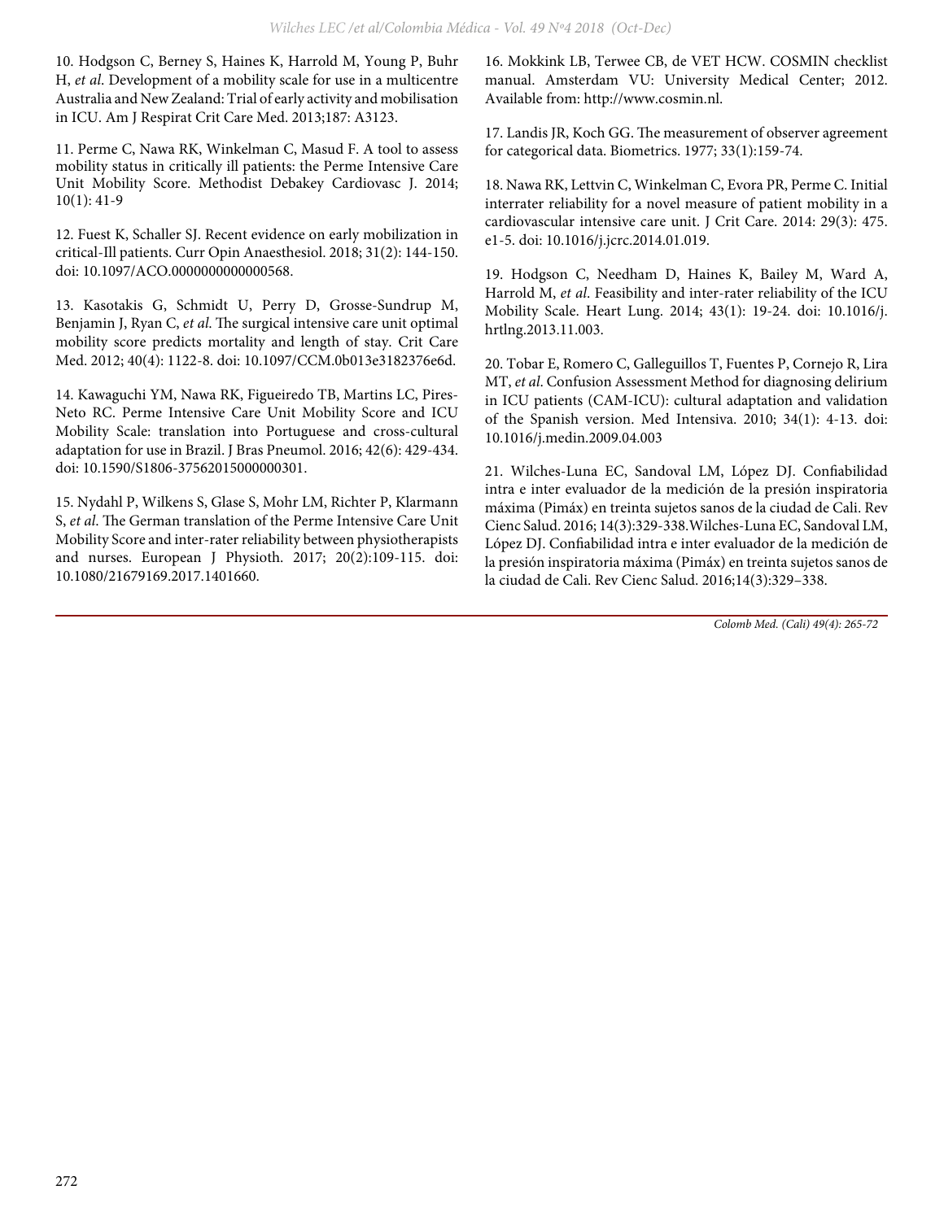10. Hodgson C, Berney S, Haines K, Harrold M, Young P, Buhr H, *et al*. Development of a mobility scale for use in a multicentre Australia and New Zealand: Trial of early activity and mobilisation in ICU. Am J Respirat Crit Care Med. 2013;187: A3123.

11. Perme C, Nawa RK, Winkelman C, Masud F. A tool to assess mobility status in critically ill patients: the Perme Intensive Care Unit Mobility Score. Methodist Debakey Cardiovasc J. 2014; 10(1): 41-9

12. Fuest K, Schaller SJ. Recent evidence on early mobilization in critical-Ill patients. Curr Opin Anaesthesiol. 2018; 31(2): 144-150. doi: 10.1097/ACO.0000000000000568.

13. Kasotakis G, Schmidt U, Perry D, Grosse-Sundrup M, Benjamin J, Ryan C, *et al*. The surgical intensive care unit optimal mobility score predicts mortality and length of stay. Crit Care Med. 2012; 40(4): 1122-8. doi: 10.1097/CCM.0b013e3182376e6d.

14. Kawaguchi YM, Nawa RK, Figueiredo TB, Martins LC, Pires-Neto RC. Perme Intensive Care Unit Mobility Score and ICU Mobility Scale: translation into Portuguese and cross-cultural adaptation for use in Brazil. J Bras Pneumol. 2016; 42(6): 429-434. doi: 10.1590/S1806-37562015000000301.

15. Nydahl P, Wilkens S, Glase S, Mohr LM, Richter P, Klarmann S, *et al*. The German translation of the Perme Intensive Care Unit Mobility Score and inter-rater reliability between physiotherapists and nurses. European J Physioth. 2017; 20(2):109-115. doi: 10.1080/21679169.2017.1401660.

16. Mokkink LB, Terwee CB, de VET HCW. COSMIN checklist manual. Amsterdam VU: University Medical Center; 2012. Available from: http://www.cosmin.nl.

17. Landis JR, Koch GG. The measurement of observer agreement for categorical data. Biometrics. 1977; 33(1):159-74.

18. Nawa RK, Lettvin C, Winkelman C, Evora PR, Perme C. Initial interrater reliability for a novel measure of patient mobility in a cardiovascular intensive care unit. J Crit Care. 2014: 29(3): 475. e1-5. doi: 10.1016/j.jcrc.2014.01.019.

19. Hodgson C, Needham D, Haines K, Bailey M, Ward A, Harrold M, *et al*. Feasibility and inter-rater reliability of the ICU Mobility Scale. Heart Lung. 2014; 43(1): 19-24. doi: 10.1016/j.hrtlng.2013.11.003.

20. Tobar E, Romero C, Galleguillos T, Fuentes P, Cornejo R, Lira MT, *et al*. Confusion Assessment Method for diagnosing delirium in ICU patients (CAM-ICU): cultural adaptation and validation of the Spanish version. Med Intensiva. 2010; 34(1): 4-13. doi: 10.1016/j.medin.2009.04.003

21. Wilches-Luna EC, Sandoval LM, López DJ. Confiabilidad intra e inter evaluador de la medición de la presión inspiratoria máxima (Pimáx) en treinta sujetos sanos de la ciudad de Cali. Rev Cienc Salud. 2016; 14(3):329-338.Wilches-Luna EC, Sandoval LM, López DJ. Confiabilidad intra e inter evaluador de la medición de la presión inspiratoria máxima (Pimáx) en treinta sujetos sanos de la ciudad de Cali. Rev Cienc Salud. 2016;14(3):329–338.